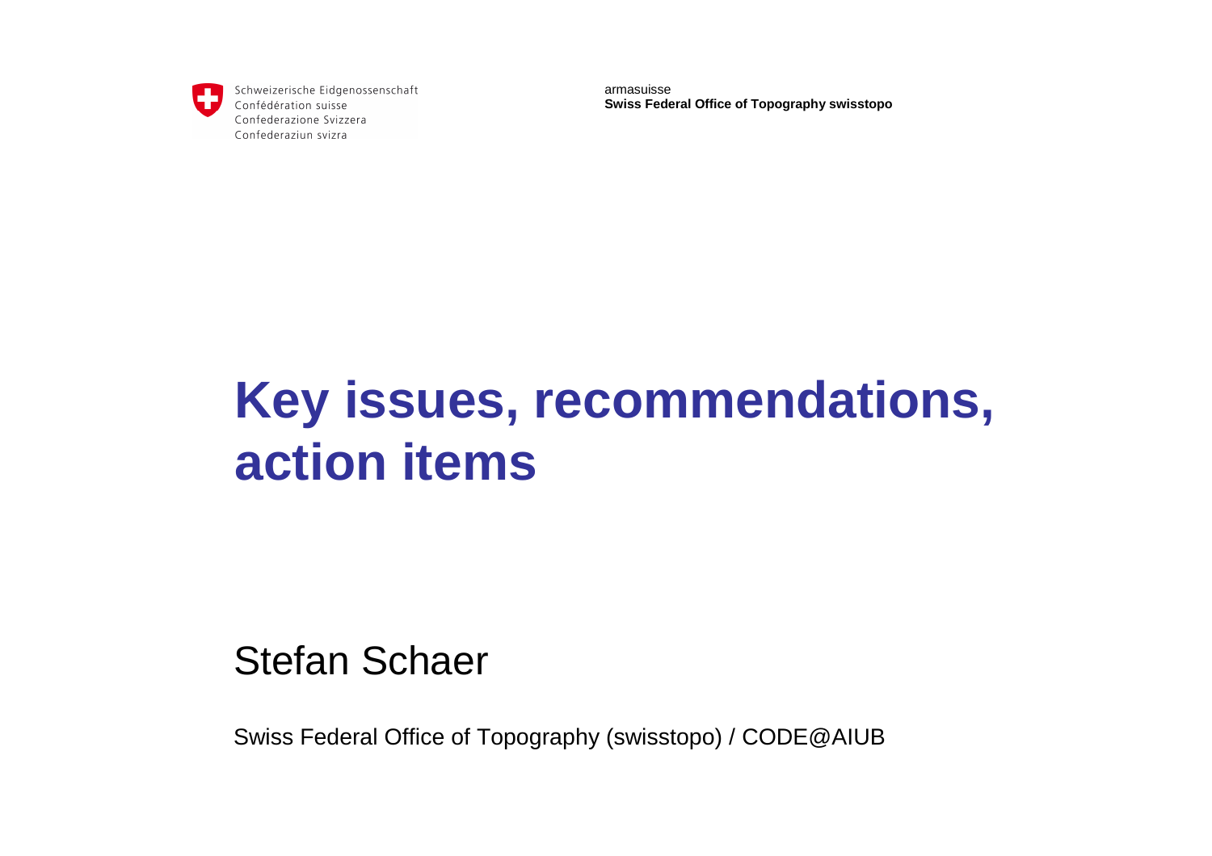Schweizerische Eidgenossenschaft
Confédération suisse
Confederazione Svizzera
Confederaziun svizra

armasuisse
**Swiss Federal Office of Topography swisstopo**

# Key issues, recommendations, action items

Stefan Schaer

Swiss Federal Office of Topography (swisstopo) / CODE@AIUB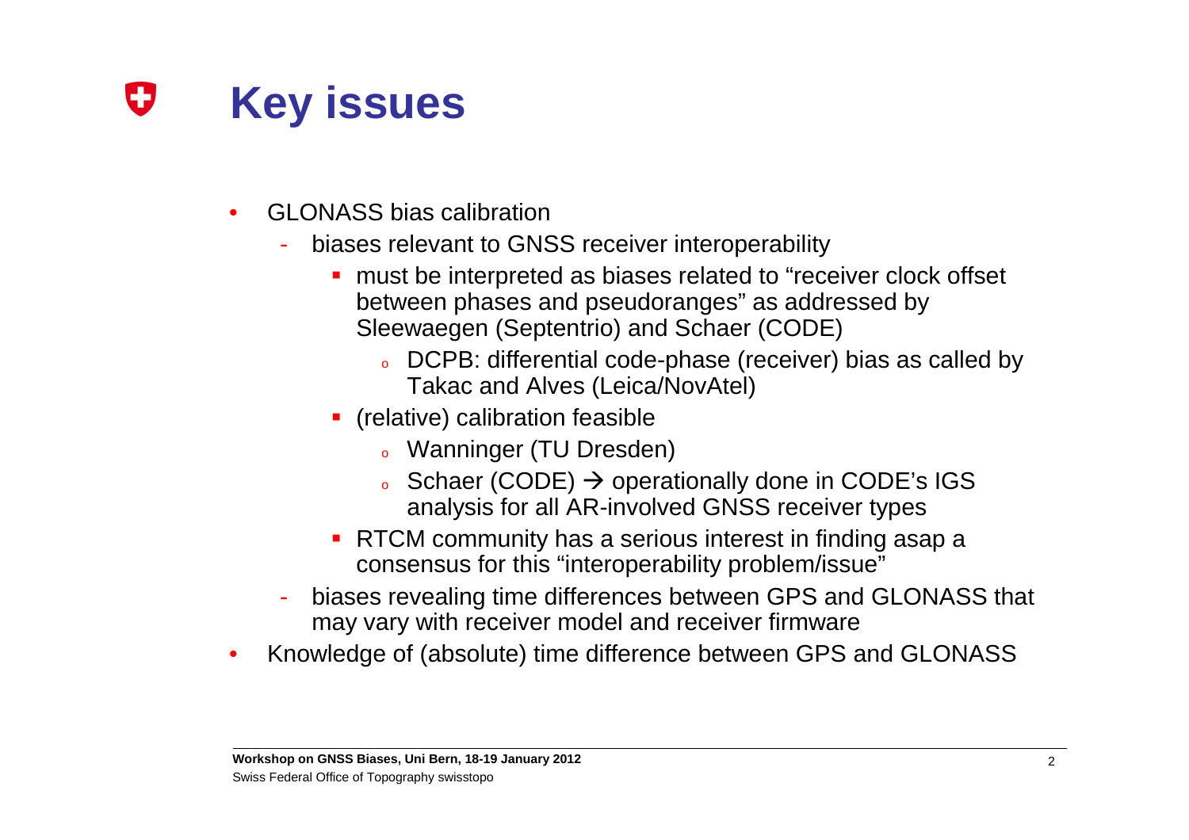# Key issues

- GLONASS bias calibration
  - biases relevant to GNSS receiver interoperability
    - must be interpreted as biases related to "receiver clock offset between phases and pseudoranges" as addressed by Sleewaegen (Septentrio) and Schaer (CODE)
      - DCPB: differential code-phase (receiver) bias as called by Takac and Alves (Leica/NovAtel)
    - (relative) calibration feasible
      - Wanninger (TU Dresden)
      - Schaer (CODE) → operationally done in CODE's IGS analysis for all AR-involved GNSS receiver types
    - RTCM community has a serious interest in finding asap a consensus for this "interoperability problem/issue"
  - biases revealing time differences between GPS and GLONASS that may vary with receiver model and receiver firmware
- Knowledge of (absolute) time difference between GPS and GLONASS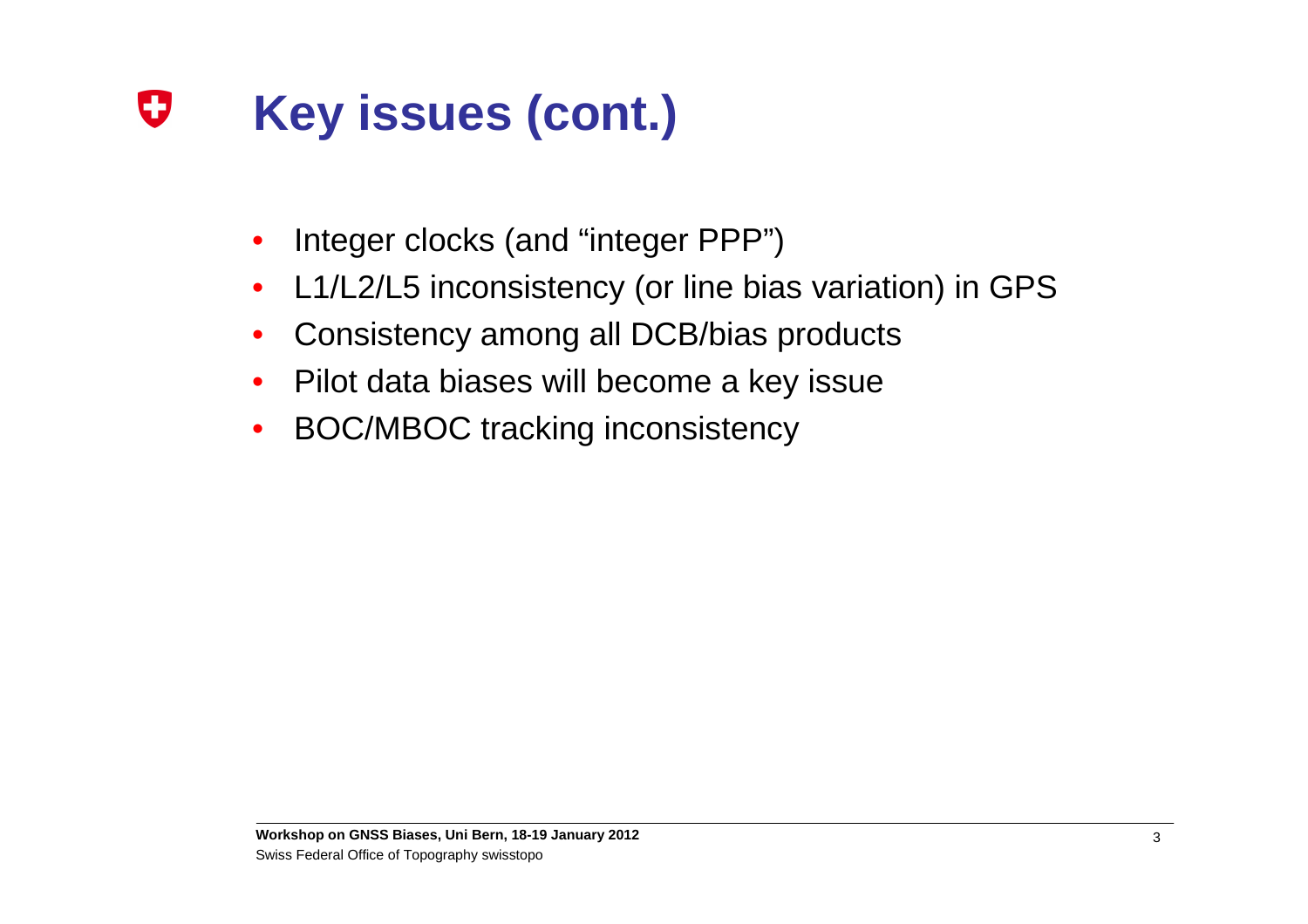# Key issues (cont.)

- Integer clocks (and "integer PPP")
- L1/L2/L5 inconsistency (or line bias variation) in GPS
- Consistency among all DCB/bias products
- Pilot data biases will become a key issue
- BOC/MBOC tracking inconsistency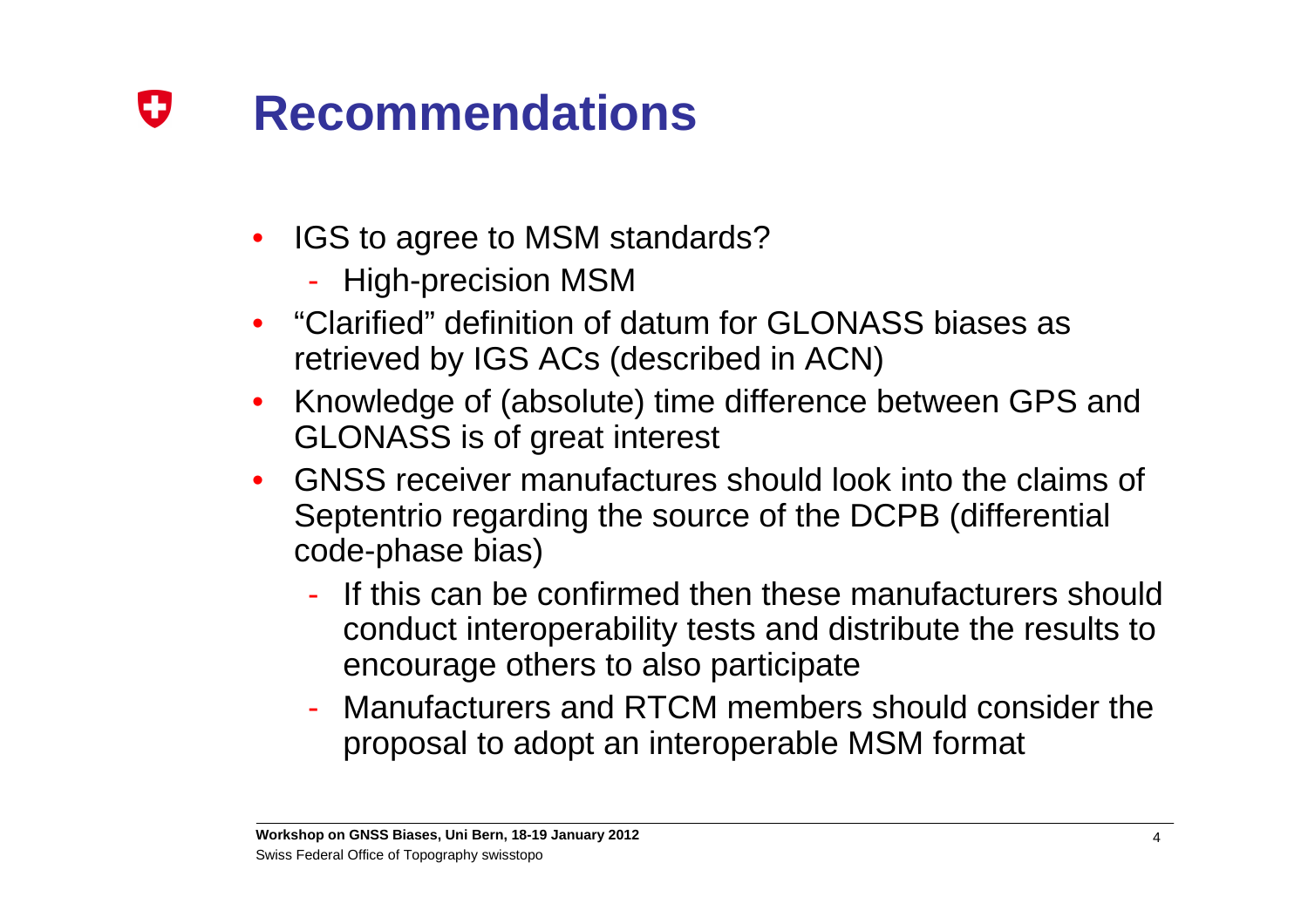# Recommendations

- IGS to agree to MSM standards?
  - High-precision MSM
- “Clarified” definition of datum for GLONASS biases as retrieved by IGS ACs (described in ACN)
- Knowledge of (absolute) time difference between GPS and GLONASS is of great interest
- GNSS receiver manufactures should look into the claims of Septentrio regarding the source of the DCPB (differential code-phase bias)
  - If this can be confirmed then these manufacturers should conduct interoperability tests and distribute the results to encourage others to also participate
  - Manufacturers and RTCM members should consider the proposal to adopt an interoperable MSM format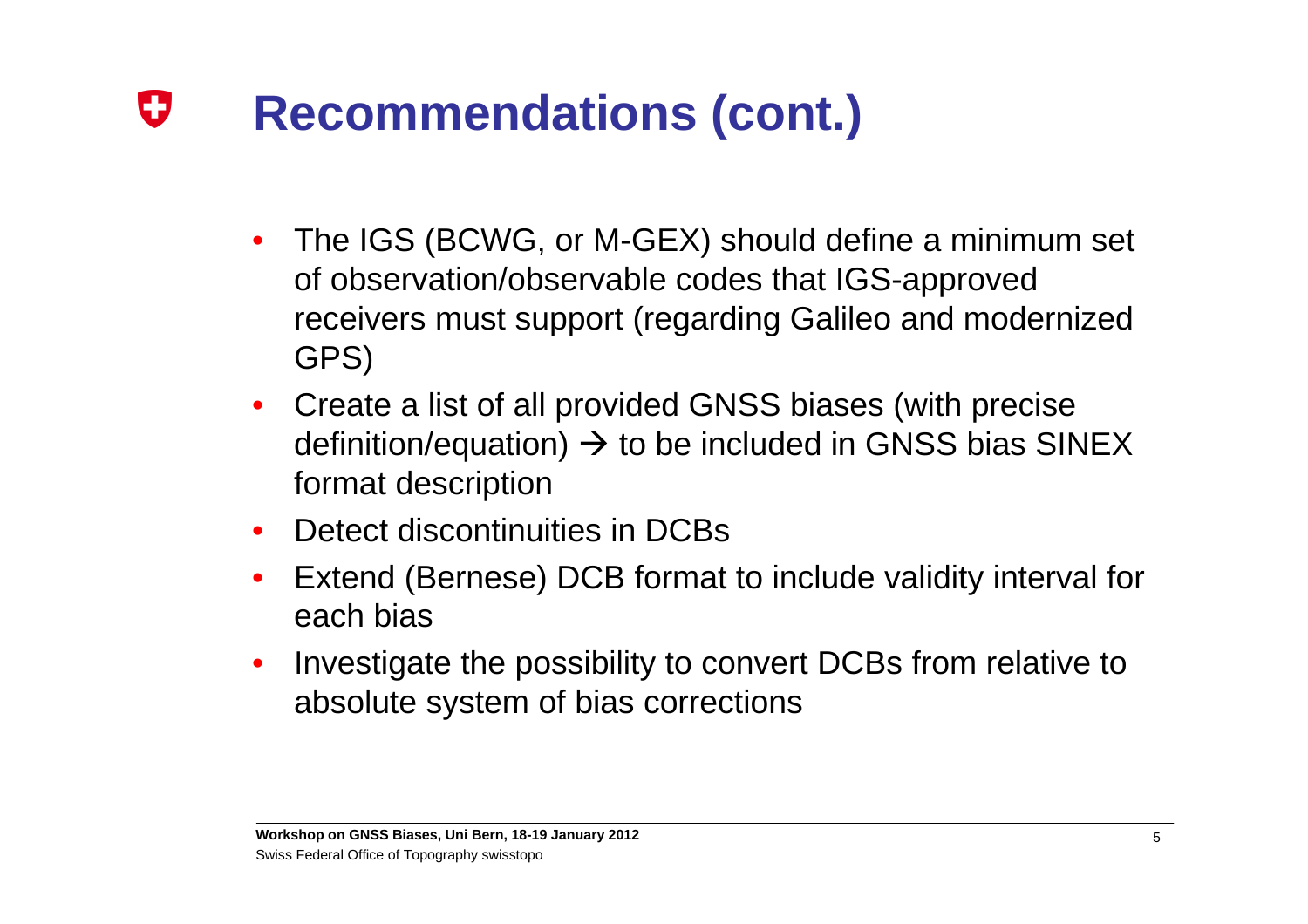# Recommendations (cont.)

- The IGS (BCWG, or M-GEX) should define a minimum set of observation/observable codes that IGS-approved receivers must support (regarding Galileo and modernized GPS)
- Create a list of all provided GNSS biases (with precise definition/equation) → to be included in GNSS bias SINEX format description
- Detect discontinuities in DCBs
- Extend (Bernese) DCB format to include validity interval for each bias
- Investigate the possibility to convert DCBs from relative to absolute system of bias corrections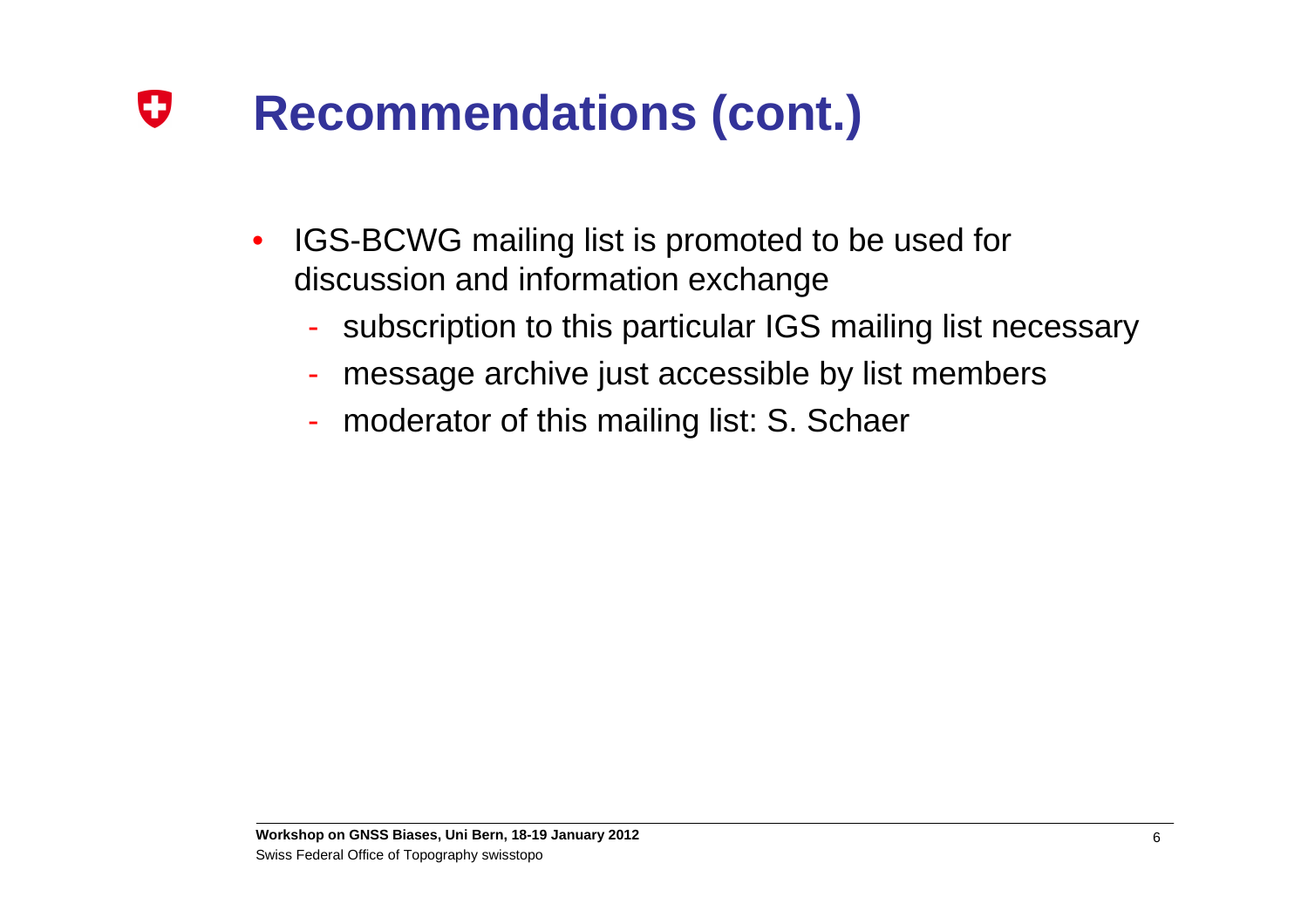# Recommendations (cont.)

- IGS-BCWG mailing list is promoted to be used for discussion and information exchange
  - subscription to this particular IGS mailing list necessary
  - message archive just accessible by list members
  - moderator of this mailing list: S. Schaer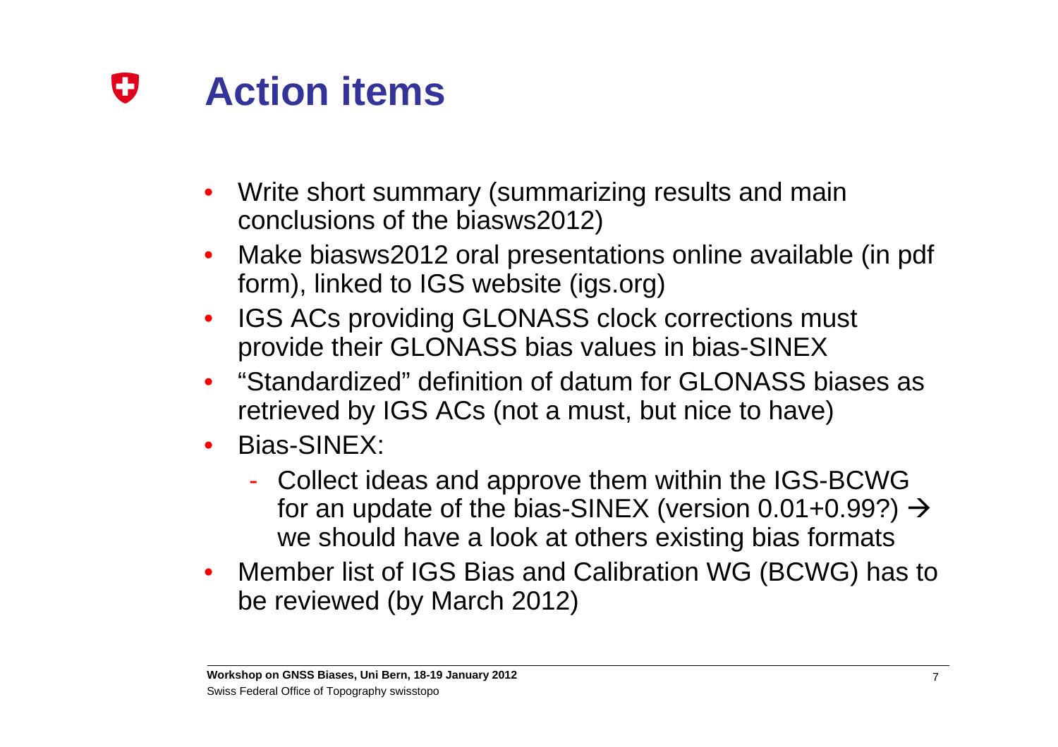# Action items

- Write short summary (summarizing results and main conclusions of the biasws2012)
- Make biasws2012 oral presentations online available (in pdf form), linked to IGS website (igs.org)
- IGS ACs providing GLONASS clock corrections must provide their GLONASS bias values in bias-SINEX
- "Standardized" definition of datum for GLONASS biases as retrieved by IGS ACs (not a must, but nice to have)
- Bias-SINEX:
  - Collect ideas and approve them within the IGS-BCWG for an update of the bias-SINEX (version 0.01+0.99?) → we should have a look at others existing bias formats
- Member list of IGS Bias and Calibration WG (BCWG) has to be reviewed (by March 2012)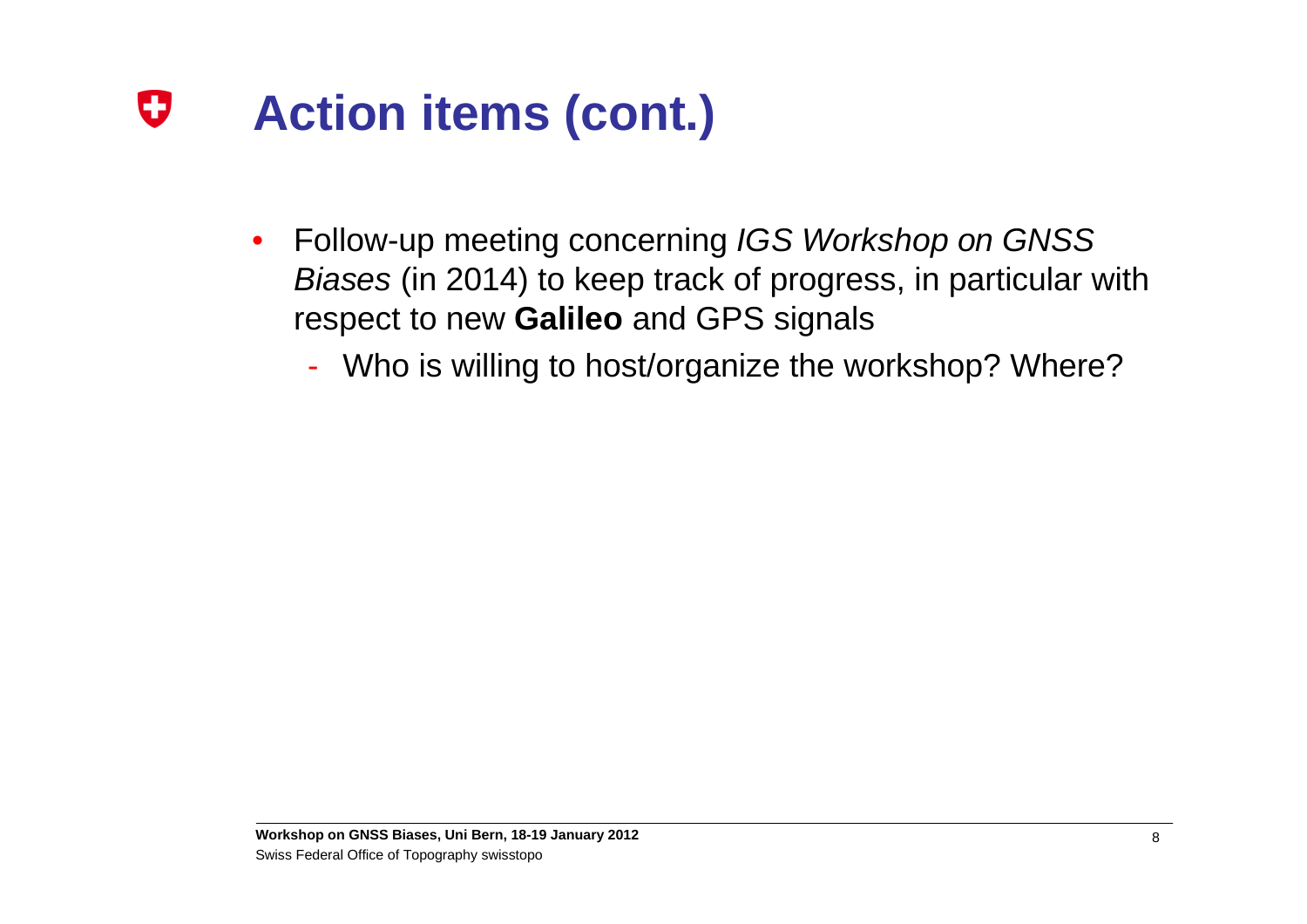# Action items (cont.)

- Follow-up meeting concerning *IGS Workshop on GNSS Biases* (in 2014) to keep track of progress, in particular with respect to new **Galileo** and GPS signals
  - Who is willing to host/organize the workshop? Where?